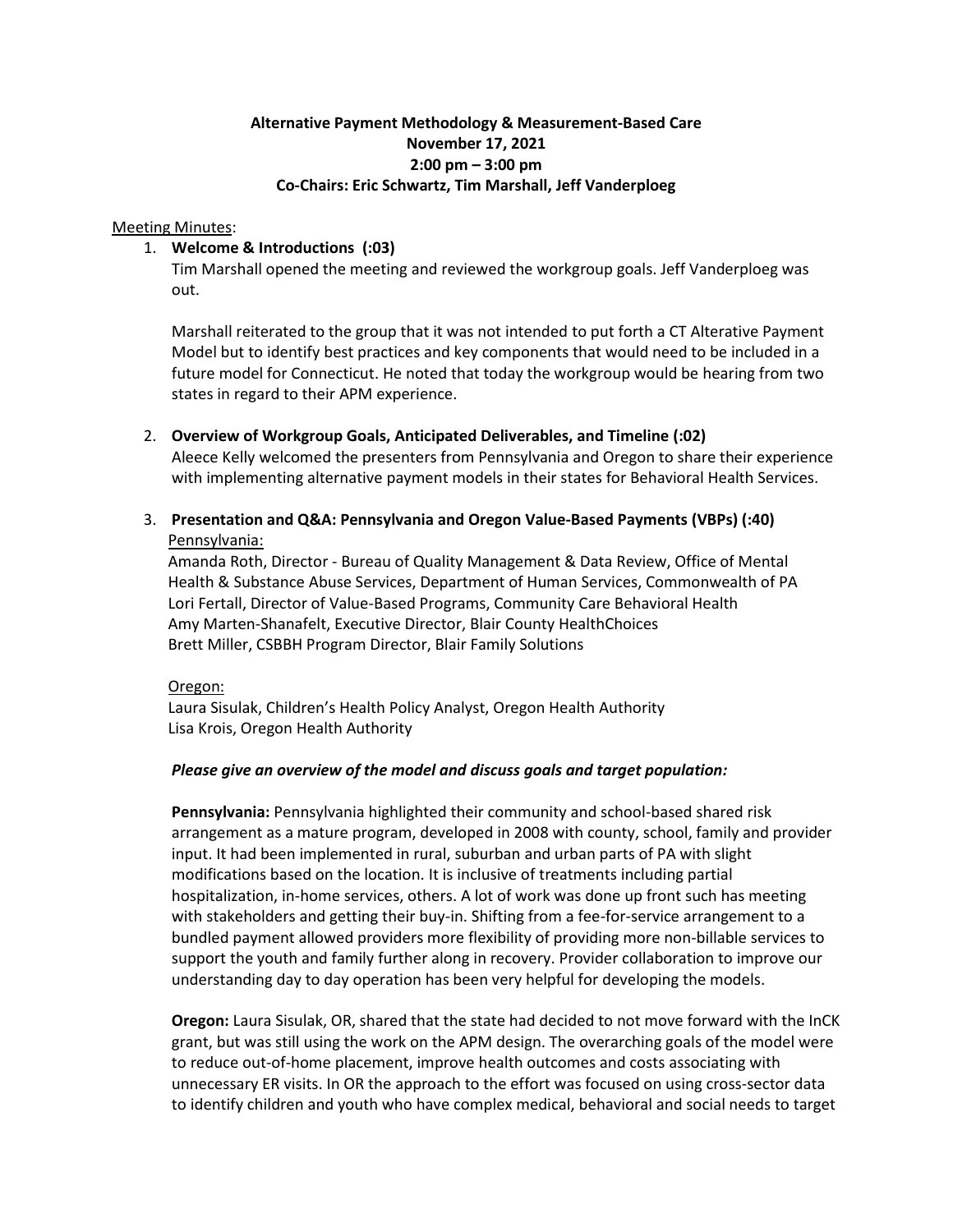**Alternative Payment Methodology & Measurement-Based Care**
**November 17, 2021**
**2:00 pm – 3:00 pm**
**Co-Chairs: Eric Schwartz, Tim Marshall, Jeff Vanderploeg**

Meeting Minutes:

1. **Welcome & Introductions (:03)**
   Tim Marshall opened the meeting and reviewed the workgroup goals. Jeff Vanderploeg was out.

   Marshall reiterated to the group that it was not intended to put forth a CT Alterative Payment Model but to identify best practices and key components that would need to be included in a future model for Connecticut. He noted that today the workgroup would be hearing from two states in regard to their APM experience.

2. **Overview of Workgroup Goals, Anticipated Deliverables, and Timeline (:02)**
   Aleece Kelly welcomed the presenters from Pennsylvania and Oregon to share their experience with implementing alternative payment models in their states for Behavioral Health Services.

3. **Presentation and Q&A: Pennsylvania and Oregon Value-Based Payments (VBPs) (:40)**
   Pennsylvania:
   Amanda Roth, Director - Bureau of Quality Management & Data Review, Office of Mental Health & Substance Abuse Services, Department of Human Services, Commonwealth of PA
   Lori Fertall, Director of Value-Based Programs, Community Care Behavioral Health
   Amy Marten-Shanafelt, Executive Director, Blair County HealthChoices
   Brett Miller, CSBBH Program Director, Blair Family Solutions

   Oregon:
   Laura Sisulak, Children's Health Policy Analyst, Oregon Health Authority
   Lisa Krois, Oregon Health Authority

   ***Please give an overview of the model and discuss goals and target population:***

   **Pennsylvania:** Pennsylvania highlighted their community and school-based shared risk arrangement as a mature program, developed in 2008 with county, school, family and provider input. It had been implemented in rural, suburban and urban parts of PA with slight modifications based on the location. It is inclusive of treatments including partial hospitalization, in-home services, others. A lot of work was done up front such has meeting with stakeholders and getting their buy-in. Shifting from a fee-for-service arrangement to a bundled payment allowed providers more flexibility of providing more non-billable services to support the youth and family further along in recovery. Provider collaboration to improve our understanding day to day operation has been very helpful for developing the models.

   **Oregon:** Laura Sisulak, OR, shared that the state had decided to not move forward with the InCK grant, but was still using the work on the APM design. The overarching goals of the model were to reduce out-of-home placement, improve health outcomes and costs associating with unnecessary ER visits. In OR the approach to the effort was focused on using cross-sector data to identify children and youth who have complex medical, behavioral and social needs to target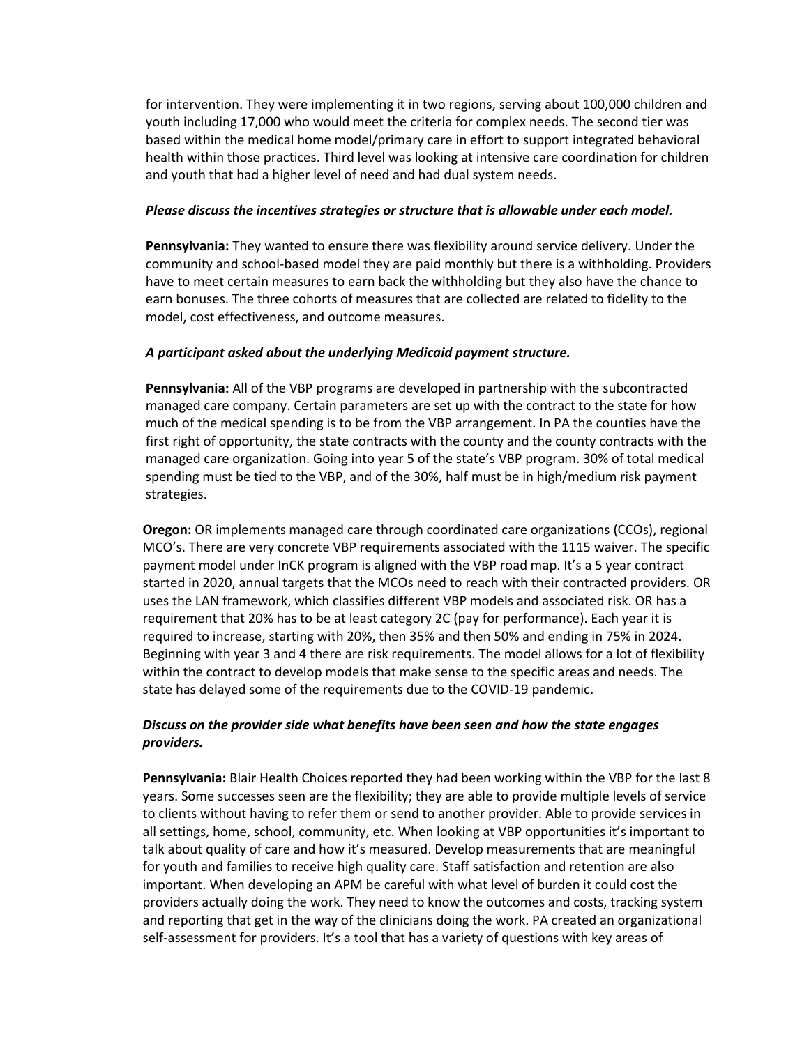for intervention. They were implementing it in two regions, serving about 100,000 children and youth including 17,000 who would meet the criteria for complex needs. The second tier was based within the medical home model/primary care in effort to support integrated behavioral health within those practices. Third level was looking at intensive care coordination for children and youth that had a higher level of need and had dual system needs.

***Please discuss the incentives strategies or structure that is allowable under each model.***

**Pennsylvania:** They wanted to ensure there was flexibility around service delivery. Under the community and school-based model they are paid monthly but there is a withholding. Providers have to meet certain measures to earn back the withholding but they also have the chance to earn bonuses. The three cohorts of measures that are collected are related to fidelity to the model, cost effectiveness, and outcome measures.

***A participant asked about the underlying Medicaid payment structure.***

**Pennsylvania:** All of the VBP programs are developed in partnership with the subcontracted managed care company. Certain parameters are set up with the contract to the state for how much of the medical spending is to be from the VBP arrangement. In PA the counties have the first right of opportunity, the state contracts with the county and the county contracts with the managed care organization. Going into year 5 of the state's VBP program. 30% of total medical spending must be tied to the VBP, and of the 30%, half must be in high/medium risk payment strategies.

**Oregon:** OR implements managed care through coordinated care organizations (CCOs), regional MCO's. There are very concrete VBP requirements associated with the 1115 waiver. The specific payment model under InCK program is aligned with the VBP road map. It's a 5 year contract started in 2020, annual targets that the MCOs need to reach with their contracted providers. OR uses the LAN framework, which classifies different VBP models and associated risk. OR has a requirement that 20% has to be at least category 2C (pay for performance). Each year it is required to increase, starting with 20%, then 35% and then 50% and ending in 75% in 2024. Beginning with year 3 and 4 there are risk requirements. The model allows for a lot of flexibility within the contract to develop models that make sense to the specific areas and needs. The state has delayed some of the requirements due to the COVID-19 pandemic.

***Discuss on the provider side what benefits have been seen and how the state engages providers.***

**Pennsylvania:** Blair Health Choices reported they had been working within the VBP for the last 8 years. Some successes seen are the flexibility; they are able to provide multiple levels of service to clients without having to refer them or send to another provider. Able to provide services in all settings, home, school, community, etc. When looking at VBP opportunities it's important to talk about quality of care and how it's measured. Develop measurements that are meaningful for youth and families to receive high quality care. Staff satisfaction and retention are also important. When developing an APM be careful with what level of burden it could cost the providers actually doing the work. They need to know the outcomes and costs, tracking system and reporting that get in the way of the clinicians doing the work. PA created an organizational self-assessment for providers. It's a tool that has a variety of questions with key areas of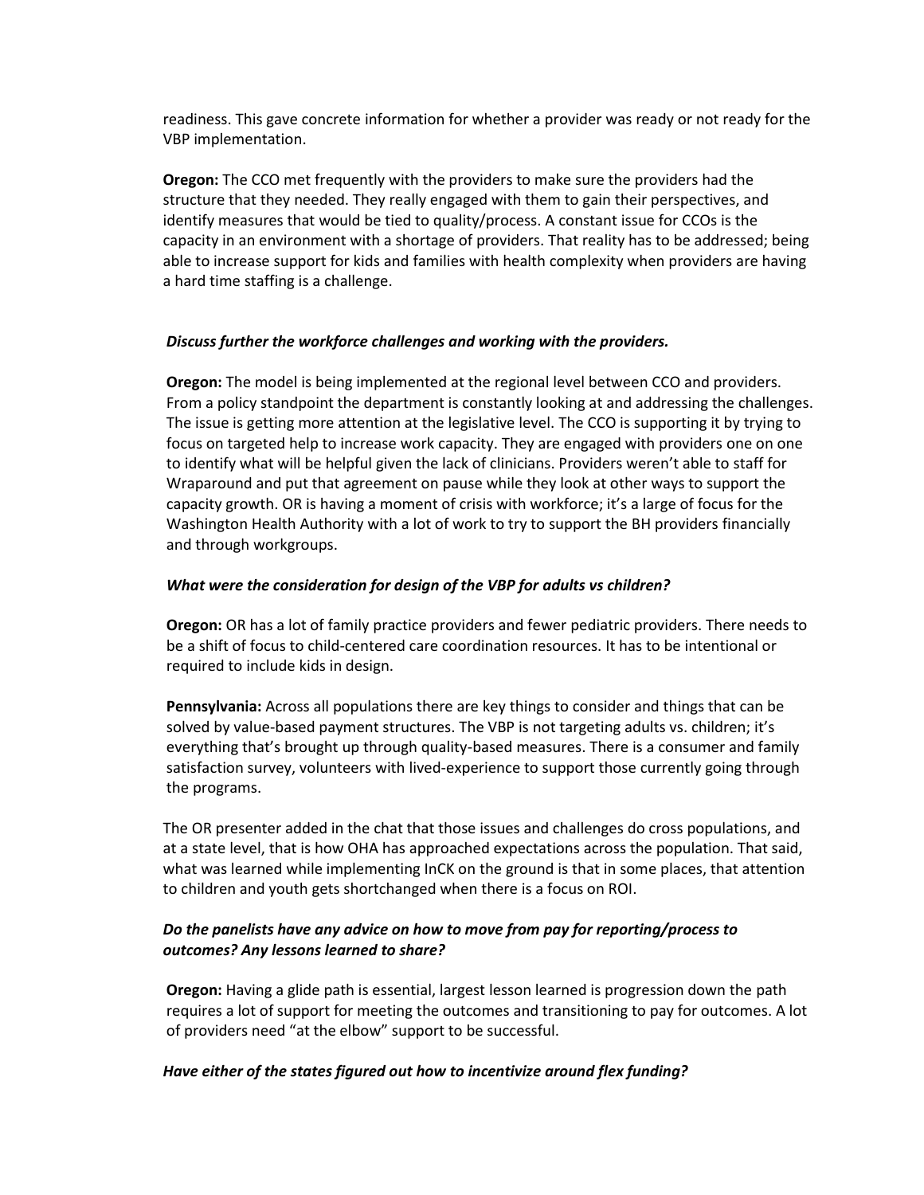readiness. This gave concrete information for whether a provider was ready or not ready for the VBP implementation.

**Oregon:** The CCO met frequently with the providers to make sure the providers had the structure that they needed. They really engaged with them to gain their perspectives, and identify measures that would be tied to quality/process. A constant issue for CCOs is the capacity in an environment with a shortage of providers. That reality has to be addressed; being able to increase support for kids and families with health complexity when providers are having a hard time staffing is a challenge.

***Discuss further the workforce challenges and working with the providers.***

**Oregon:** The model is being implemented at the regional level between CCO and providers. From a policy standpoint the department is constantly looking at and addressing the challenges. The issue is getting more attention at the legislative level. The CCO is supporting it by trying to focus on targeted help to increase work capacity. They are engaged with providers one on one to identify what will be helpful given the lack of clinicians. Providers weren't able to staff for Wraparound and put that agreement on pause while they look at other ways to support the capacity growth. OR is having a moment of crisis with workforce; it's a large of focus for the Washington Health Authority with a lot of work to try to support the BH providers financially and through workgroups.

***What were the consideration for design of the VBP for adults vs children?***

**Oregon:** OR has a lot of family practice providers and fewer pediatric providers. There needs to be a shift of focus to child-centered care coordination resources. It has to be intentional or required to include kids in design.

**Pennsylvania:** Across all populations there are key things to consider and things that can be solved by value-based payment structures. The VBP is not targeting adults vs. children; it's everything that's brought up through quality-based measures. There is a consumer and family satisfaction survey, volunteers with lived-experience to support those currently going through the programs.

The OR presenter added in the chat that those issues and challenges do cross populations, and at a state level, that is how OHA has approached expectations across the population. That said, what was learned while implementing InCK on the ground is that in some places, that attention to children and youth gets shortchanged when there is a focus on ROI.

***Do the panelists have any advice on how to move from pay for reporting/process to outcomes? Any lessons learned to share?***

**Oregon:** Having a glide path is essential, largest lesson learned is progression down the path requires a lot of support for meeting the outcomes and transitioning to pay for outcomes. A lot of providers need "at the elbow" support to be successful.

***Have either of the states figured out how to incentivize around flex funding?***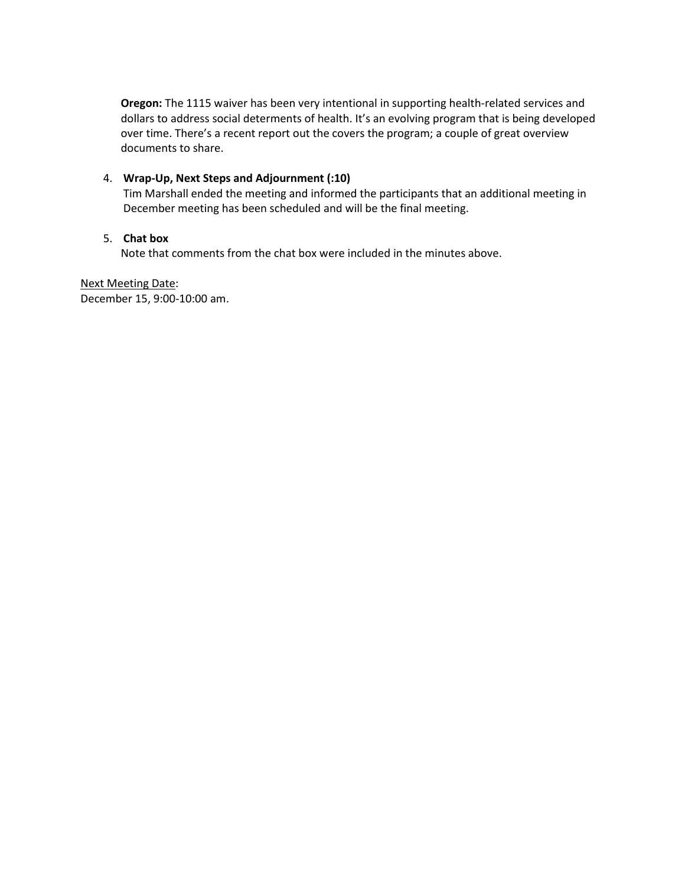**Oregon:** The 1115 waiver has been very intentional in supporting health-related services and dollars to address social determents of health. It's an evolving program that is being developed over time. There's a recent report out the covers the program; a couple of great overview documents to share.

4. **Wrap-Up, Next Steps and Adjournment (:10)**
   Tim Marshall ended the meeting and informed the participants that an additional meeting in December meeting has been scheduled and will be the final meeting.

5. **Chat box**
   Note that comments from the chat box were included in the minutes above.

<u>Next Meeting Date</u>:
December 15, 9:00-10:00 am.